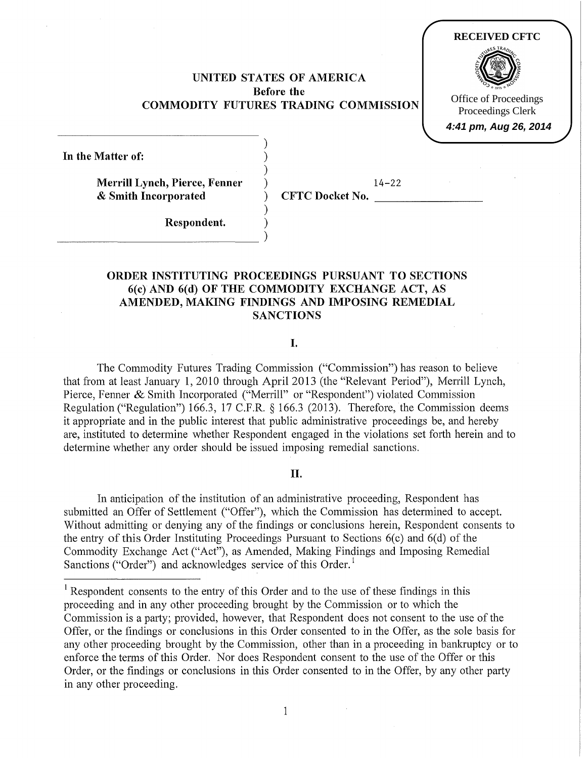RECEIVED CFTC

Office of Proceedings
Proceedings Clerk
4:41 pm, Aug 26, 2014

**UNITED STATES OF AMERICA**
**Before the**
**COMMODITY FUTURES TRADING COMMISSION**

**In the Matter of:**

**Merrill Lynch, Pierce, Fenner & Smith Incorporated**

**Respondent.**

**CFTC Docket No.** 14-22

## ORDER INSTITUTING PROCEEDINGS PURSUANT TO SECTIONS 6(c) AND 6(d) OF THE COMMODITY EXCHANGE ACT, AS AMENDED, MAKING FINDINGS AND IMPOSING REMEDIAL SANCTIONS

### I.

The Commodity Futures Trading Commission ("Commission") has reason to believe that from at least January 1, 2010 through April 2013 (the "Relevant Period"), Merrill Lynch, Pierce, Fenner & Smith Incorporated ("Merrill" or "Respondent") violated Commission Regulation ("Regulation") 166.3, 17 C.F.R. § 166.3 (2013). Therefore, the Commission deems it appropriate and in the public interest that public administrative proceedings be, and hereby are, instituted to determine whether Respondent engaged in the violations set forth herein and to determine whether any order should be issued imposing remedial sanctions.

### II.

In anticipation of the institution of an administrative proceeding, Respondent has submitted an Offer of Settlement ("Offer"), which the Commission has determined to accept. Without admitting or denying any of the findings or conclusions herein, Respondent consents to the entry of this Order Instituting Proceedings Pursuant to Sections 6(c) and 6(d) of the Commodity Exchange Act ("Act"), as Amended, Making Findings and Imposing Remedial Sanctions ("Order") and acknowledges service of this Order.[1]

[1] Respondent consents to the entry of this Order and to the use of these findings in this proceeding and in any other proceeding brought by the Commission or to which the Commission is a party; provided, however, that Respondent does not consent to the use of the Offer, or the findings or conclusions in this Order consented to in the Offer, as the sole basis for any other proceeding brought by the Commission, other than in a proceeding in bankruptcy or to enforce the terms of this Order. Nor does Respondent consent to the use of the Offer or this Order, or the findings or conclusions in this Order consented to in the Offer, by any other party in any other proceeding.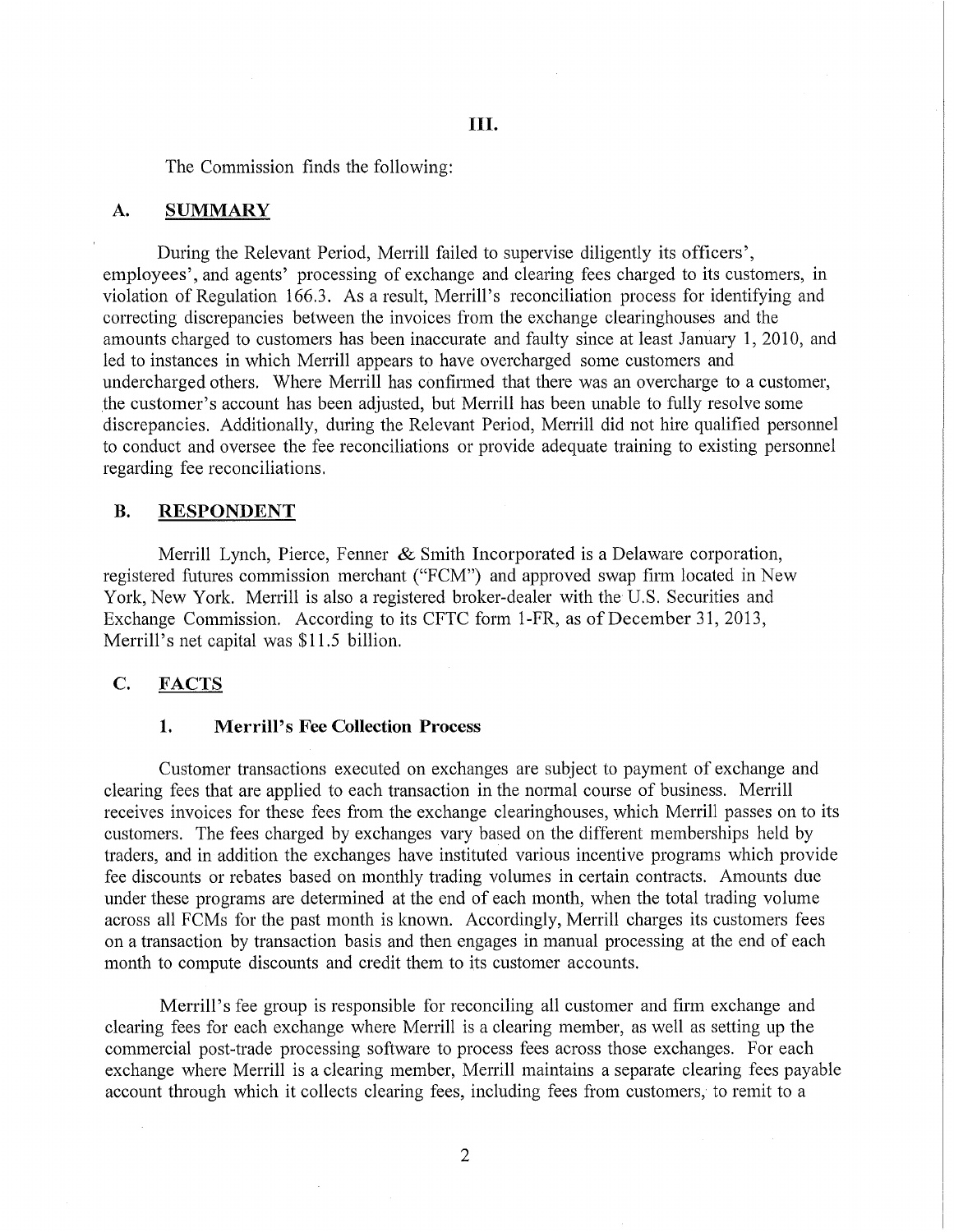## III.

The Commission finds the following:

### A. SUMMARY

During the Relevant Period, Merrill failed to supervise diligently its officers', employees', and agents' processing of exchange and clearing fees charged to its customers, in violation of Regulation 166.3. As a result, Merrill's reconciliation process for identifying and correcting discrepancies between the invoices from the exchange clearinghouses and the amounts charged to customers has been inaccurate and faulty since at least January 1, 2010, and led to instances in which Merrill appears to have overcharged some customers and undercharged others. Where Merrill has confirmed that there was an overcharge to a customer, the customer's account has been adjusted, but Merrill has been unable to fully resolve some discrepancies. Additionally, during the Relevant Period, Merrill did not hire qualified personnel to conduct and oversee the fee reconciliations or provide adequate training to existing personnel regarding fee reconciliations.

### B. RESPONDENT

Merrill Lynch, Pierce, Fenner & Smith Incorporated is a Delaware corporation, registered futures commission merchant ("FCM") and approved swap firm located in New York, New York. Merrill is also a registered broker-dealer with the U.S. Securities and Exchange Commission. According to its CFTC form 1-FR, as of December 31, 2013, Merrill's net capital was $11.5 billion.

### C. FACTS

#### 1. Merrill's Fee Collection Process

Customer transactions executed on exchanges are subject to payment of exchange and clearing fees that are applied to each transaction in the normal course of business. Merrill receives invoices for these fees from the exchange clearinghouses, which Merrill passes on to its customers. The fees charged by exchanges vary based on the different memberships held by traders, and in addition the exchanges have instituted various incentive programs which provide fee discounts or rebates based on monthly trading volumes in certain contracts. Amounts due under these programs are determined at the end of each month, when the total trading volume across all FCMs for the past month is known. Accordingly, Merrill charges its customers fees on a transaction by transaction basis and then engages in manual processing at the end of each month to compute discounts and credit them to its customer accounts.

Merrill's fee group is responsible for reconciling all customer and firm exchange and clearing fees for each exchange where Merrill is a clearing member, as well as setting up the commercial post-trade processing software to process fees across those exchanges. For each exchange where Merrill is a clearing member, Merrill maintains a separate clearing fees payable account through which it collects clearing fees, including fees from customers, to remit to a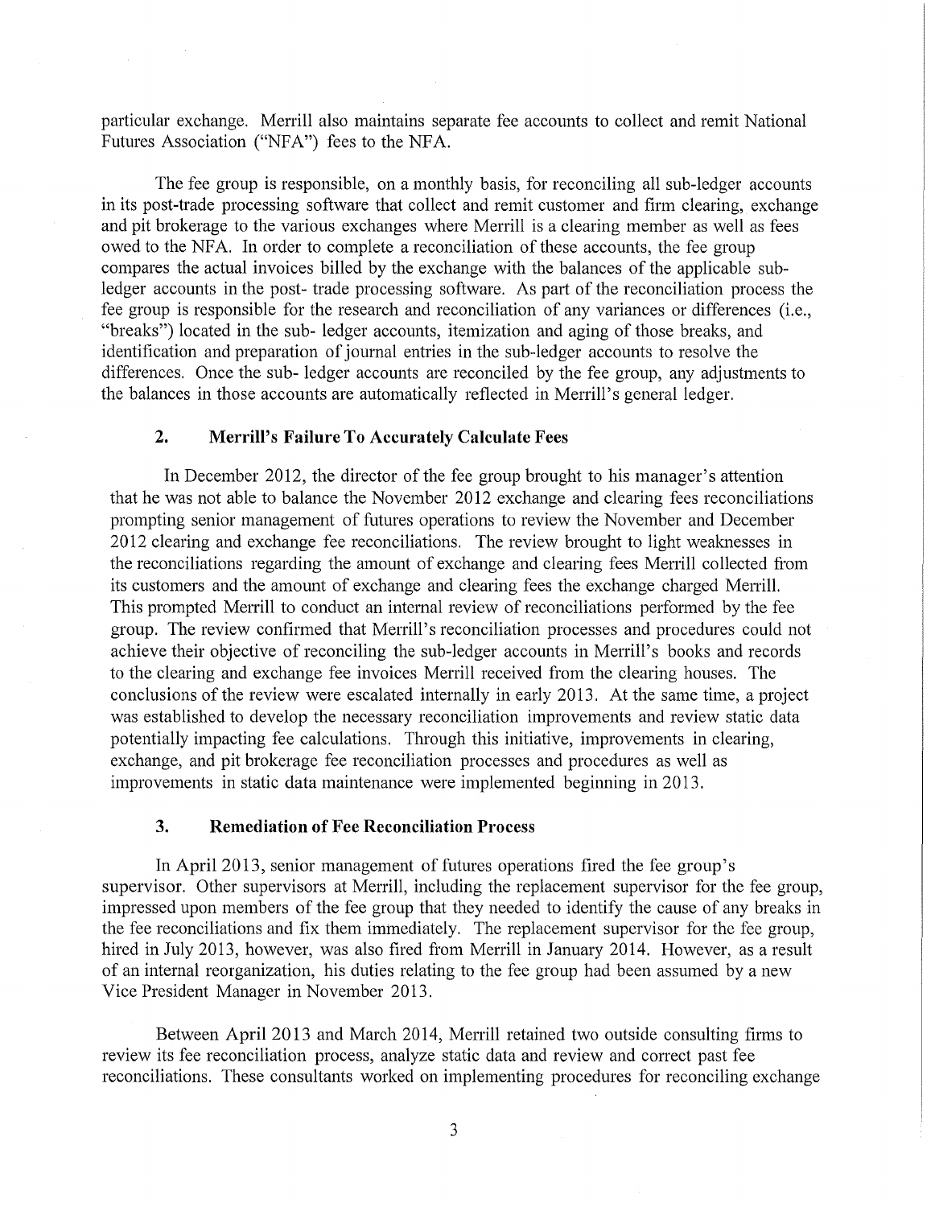particular exchange. Merrill also maintains separate fee accounts to collect and remit National Futures Association ("NFA") fees to the NFA.

The fee group is responsible, on a monthly basis, for reconciling all sub-ledger accounts in its post-trade processing software that collect and remit customer and firm clearing, exchange and pit brokerage to the various exchanges where Merrill is a clearing member as well as fees owed to the NFA. In order to complete a reconciliation of these accounts, the fee group compares the actual invoices billed by the exchange with the balances of the applicable sub-ledger accounts in the post- trade processing software. As part of the reconciliation process the fee group is responsible for the research and reconciliation of any variances or differences (i.e., "breaks") located in the sub- ledger accounts, itemization and aging of those breaks, and identification and preparation of journal entries in the sub-ledger accounts to resolve the differences. Once the sub- ledger accounts are reconciled by the fee group, any adjustments to the balances in those accounts are automatically reflected in Merrill's general ledger.

### 2. Merrill's Failure To Accurately Calculate Fees

In December 2012, the director of the fee group brought to his manager's attention that he was not able to balance the November 2012 exchange and clearing fees reconciliations prompting senior management of futures operations to review the November and December 2012 clearing and exchange fee reconciliations. The review brought to light weaknesses in the reconciliations regarding the amount of exchange and clearing fees Merrill collected from its customers and the amount of exchange and clearing fees the exchange charged Merrill. This prompted Merrill to conduct an internal review of reconciliations performed by the fee group. The review confirmed that Merrill's reconciliation processes and procedures could not achieve their objective of reconciling the sub-ledger accounts in Merrill's books and records to the clearing and exchange fee invoices Merrill received from the clearing houses. The conclusions of the review were escalated internally in early 2013. At the same time, a project was established to develop the necessary reconciliation improvements and review static data potentially impacting fee calculations. Through this initiative, improvements in clearing, exchange, and pit brokerage fee reconciliation processes and procedures as well as improvements in static data maintenance were implemented beginning in 2013.

### 3. Remediation of Fee Reconciliation Process

In April 2013, senior management of futures operations fired the fee group's supervisor. Other supervisors at Merrill, including the replacement supervisor for the fee group, impressed upon members of the fee group that they needed to identify the cause of any breaks in the fee reconciliations and fix them immediately. The replacement supervisor for the fee group, hired in July 2013, however, was also fired from Merrill in January 2014. However, as a result of an internal reorganization, his duties relating to the fee group had been assumed by a new Vice President Manager in November 2013.

Between April 2013 and March 2014, Merrill retained two outside consulting firms to review its fee reconciliation process, analyze static data and review and correct past fee reconciliations. These consultants worked on implementing procedures for reconciling exchange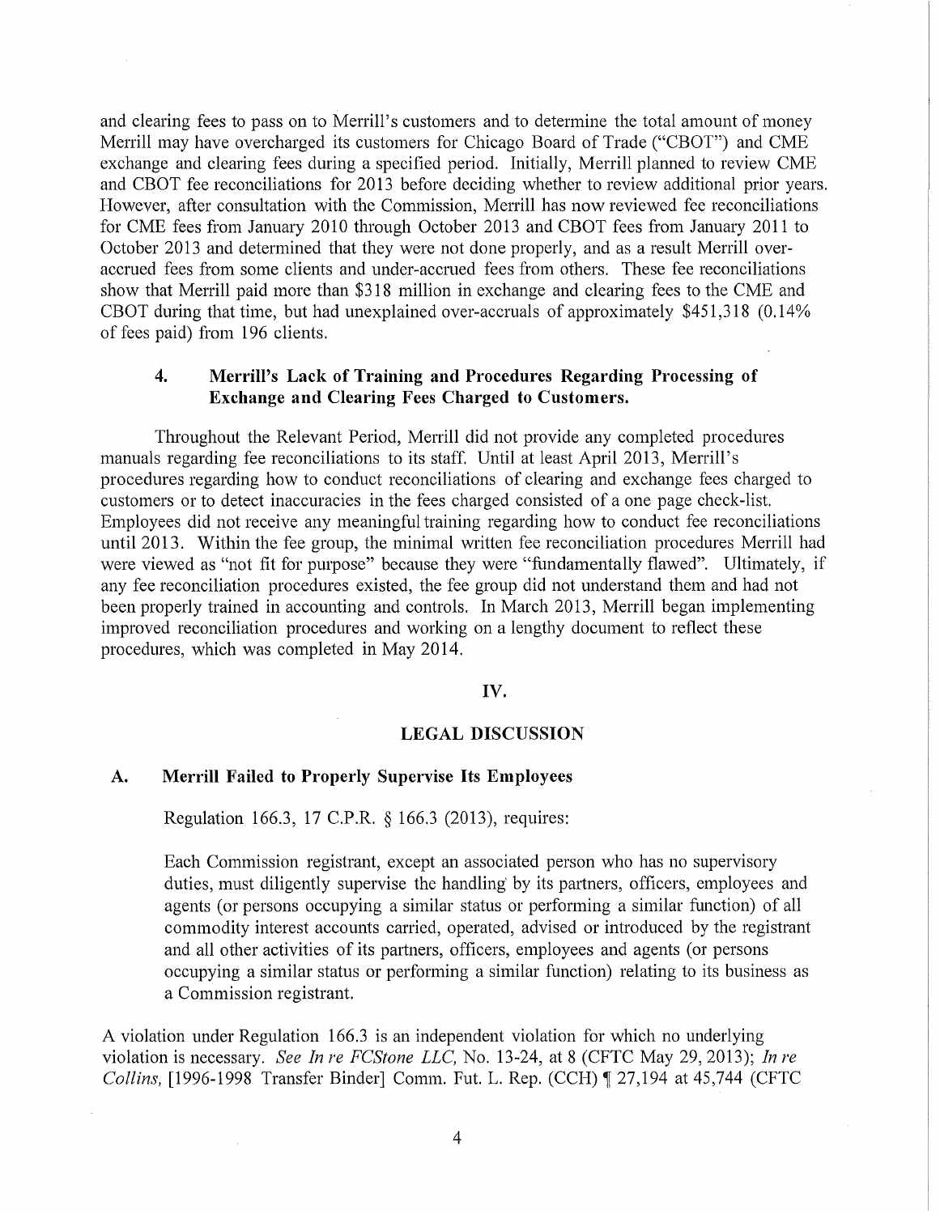and clearing fees to pass on to Merrill's customers and to determine the total amount of money Merrill may have overcharged its customers for Chicago Board of Trade ("CBOT") and CME exchange and clearing fees during a specified period. Initially, Merrill planned to review CME and CBOT fee reconciliations for 2013 before deciding whether to review additional prior years. However, after consultation with the Commission, Merrill has now reviewed fee reconciliations for CME fees from January 2010 through October 2013 and CBOT fees from January 2011 to October 2013 and determined that they were not done properly, and as a result Merrill over-accrued fees from some clients and under-accrued fees from others. These fee reconciliations show that Merrill paid more than $318 million in exchange and clearing fees to the CME and CBOT during that time, but had unexplained over-accruals of approximately $451,318 (0.14% of fees paid) from 196 clients.

### 4. Merrill's Lack of Training and Procedures Regarding Processing of Exchange and Clearing Fees Charged to Customers.

Throughout the Relevant Period, Merrill did not provide any completed procedures manuals regarding fee reconciliations to its staff. Until at least April 2013, Merrill's procedures regarding how to conduct reconciliations of clearing and exchange fees charged to customers or to detect inaccuracies in the fees charged consisted of a one page check-list. Employees did not receive any meaningful training regarding how to conduct fee reconciliations until 2013. Within the fee group, the minimal written fee reconciliation procedures Merrill had were viewed as "not fit for purpose" because they were "fundamentally flawed". Ultimately, if any fee reconciliation procedures existed, the fee group did not understand them and had not been properly trained in accounting and controls. In March 2013, Merrill began implementing improved reconciliation procedures and working on a lengthy document to reflect these procedures, which was completed in May 2014.

## IV.

## LEGAL DISCUSSION

### A. Merrill Failed to Properly Supervise Its Employees

Regulation 166.3, 17 C.F.R. § 166.3 (2013), requires:

> Each Commission registrant, except an associated person who has no supervisory duties, must diligently supervise the handling by its partners, officers, employees and agents (or persons occupying a similar status or performing a similar function) of all commodity interest accounts carried, operated, advised or introduced by the registrant and all other activities of its partners, officers, employees and agents (or persons occupying a similar status or performing a similar function) relating to its business as a Commission registrant.

A violation under Regulation 166.3 is an independent violation for which no underlying violation is necessary. *See In re FCStone LLC,* No. 13-24, at 8 (CFTC May 29, 2013); *In re Collins,* [1996-1998 Transfer Binder] Comm. Fut. L. Rep. (CCH) ¶ 27,194 at 45,744 (CFTC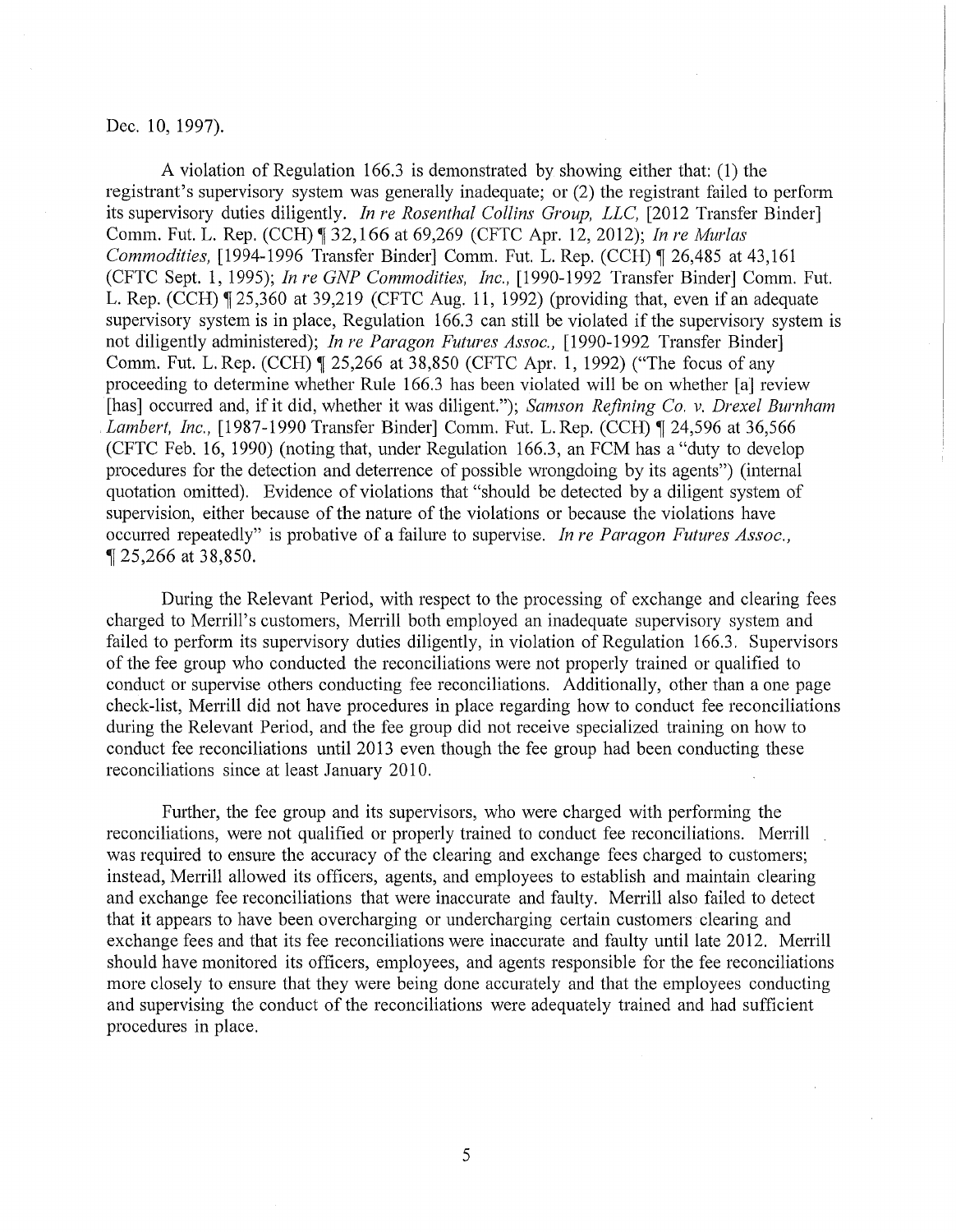Dec. 10, 1997).

A violation of Regulation 166.3 is demonstrated by showing either that: (1) the registrant's supervisory system was generally inadequate; or (2) the registrant failed to perform its supervisory duties diligently. *In re Rosenthal Collins Group, LLC,* [2012 Transfer Binder] Comm. Fut. L. Rep. (CCH) ¶ 32,166 at 69,269 (CFTC Apr. 12, 2012); *In re Murlas Commodities,* [1994-1996 Transfer Binder] Comm. Fut. L. Rep. (CCH) ¶ 26,485 at 43,161 (CFTC Sept. 1, 1995); *In re GNP Commodities, Inc.,* [1990-1992 Transfer Binder] Comm. Fut. L. Rep. (CCH) ¶ 25,360 at 39,219 (CFTC Aug. 11, 1992) (providing that, even if an adequate supervisory system is in place, Regulation 166.3 can still be violated if the supervisory system is not diligently administered); *In re Paragon Futures Assoc.,* [1990-1992 Transfer Binder] Comm. Fut. L. Rep. (CCH) ¶ 25,266 at 38,850 (CFTC Apr. 1, 1992) ("The focus of any proceeding to determine whether Rule 166.3 has been violated will be on whether [a] review [has] occurred and, if it did, whether it was diligent."); *Samson Refining Co. v. Drexel Burnham Lambert, Inc.,* [1987-1990 Transfer Binder] Comm. Fut. L. Rep. (CCH) ¶ 24,596 at 36,566 (CFTC Feb. 16, 1990) (noting that, under Regulation 166.3, an FCM has a "duty to develop procedures for the detection and deterrence of possible wrongdoing by its agents") (internal quotation omitted). Evidence of violations that "should be detected by a diligent system of supervision, either because of the nature of the violations or because the violations have occurred repeatedly" is probative of a failure to supervise. *In re Paragon Futures Assoc.,* ¶ 25,266 at 38,850.

During the Relevant Period, with respect to the processing of exchange and clearing fees charged to Merrill's customers, Merrill both employed an inadequate supervisory system and failed to perform its supervisory duties diligently, in violation of Regulation 166.3. Supervisors of the fee group who conducted the reconciliations were not properly trained or qualified to conduct or supervise others conducting fee reconciliations. Additionally, other than a one page check-list, Merrill did not have procedures in place regarding how to conduct fee reconciliations during the Relevant Period, and the fee group did not receive specialized training on how to conduct fee reconciliations until 2013 even though the fee group had been conducting these reconciliations since at least January 2010.

Further, the fee group and its supervisors, who were charged with performing the reconciliations, were not qualified or properly trained to conduct fee reconciliations. Merrill was required to ensure the accuracy of the clearing and exchange fees charged to customers; instead, Merrill allowed its officers, agents, and employees to establish and maintain clearing and exchange fee reconciliations that were inaccurate and faulty. Merrill also failed to detect that it appears to have been overcharging or undercharging certain customers clearing and exchange fees and that its fee reconciliations were inaccurate and faulty until late 2012. Merrill should have monitored its officers, employees, and agents responsible for the fee reconciliations more closely to ensure that they were being done accurately and that the employees conducting and supervising the conduct of the reconciliations were adequately trained and had sufficient procedures in place.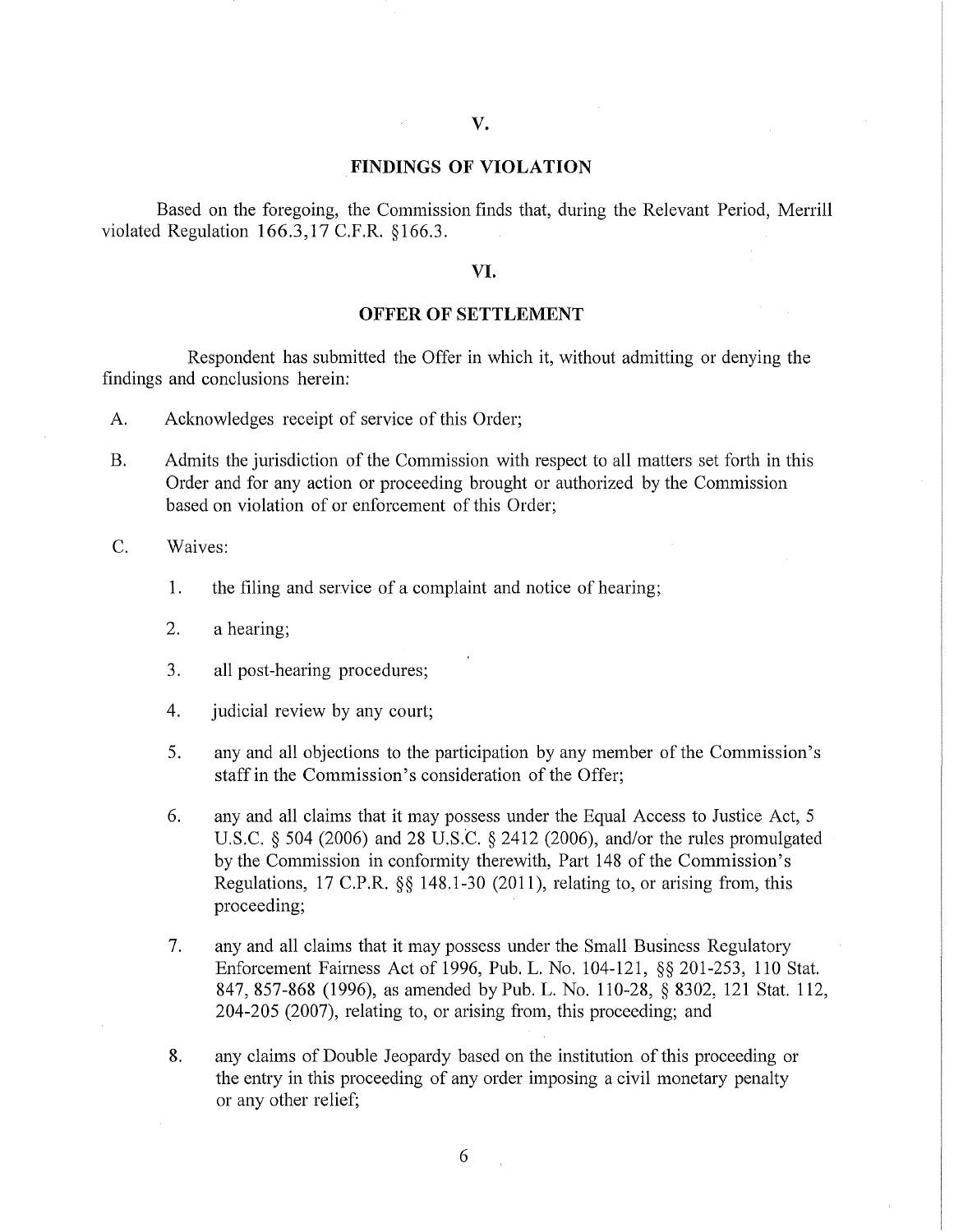## V.

## FINDINGS OF VIOLATION

Based on the foregoing, the Commission finds that, during the Relevant Period, Merrill violated Regulation 166.3,17 C.F.R. §166.3.

## VI.

## OFFER OF SETTLEMENT

Respondent has submitted the Offer in which it, without admitting or denying the findings and conclusions herein:

A. Acknowledges receipt of service of this Order;

B. Admits the jurisdiction of the Commission with respect to all matters set forth in this Order and for any action or proceeding brought or authorized by the Commission based on violation of or enforcement of this Order;

C. Waives:

1. the filing and service of a complaint and notice of hearing;

2. a hearing;

3. all post-hearing procedures;

4. judicial review by any court;

5. any and all objections to the participation by any member of the Commission's staff in the Commission's consideration of the Offer;

6. any and all claims that it may possess under the Equal Access to Justice Act, 5 U.S.C. § 504 (2006) and 28 U.S.C. § 2412 (2006), and/or the rules promulgated by the Commission in conformity therewith, Part 148 of the Commission's Regulations, 17 C.P.R. §§ 148.1-30 (2011), relating to, or arising from, this proceeding;

7. any and all claims that it may possess under the Small Business Regulatory Enforcement Fairness Act of 1996, Pub. L. No. 104-121, §§ 201-253, 110 Stat. 847, 857-868 (1996), as amended by Pub. L. No. 110-28, § 8302, 121 Stat. 112, 204-205 (2007), relating to, or arising from, this proceeding; and

8. any claims of Double Jeopardy based on the institution of this proceeding or the entry in this proceeding of any order imposing a civil monetary penalty or any other relief;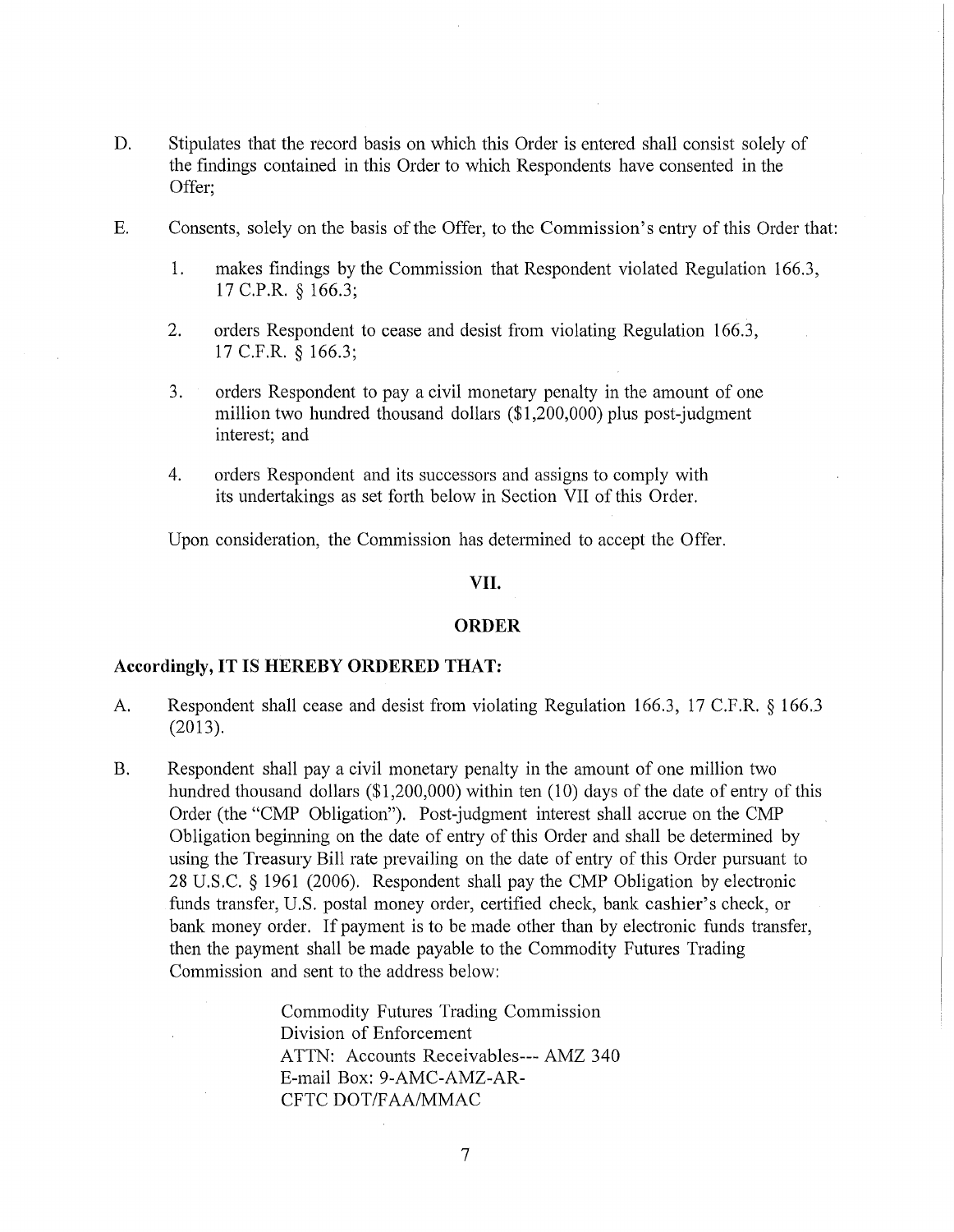D. Stipulates that the record basis on which this Order is entered shall consist solely of the findings contained in this Order to which Respondents have consented in the Offer;

E. Consents, solely on the basis of the Offer, to the Commission's entry of this Order that:

   1. makes findings by the Commission that Respondent violated Regulation 166.3, 17 C.P.R. § 166.3;

   2. orders Respondent to cease and desist from violating Regulation 166.3, 17 C.F.R. § 166.3;

   3. orders Respondent to pay a civil monetary penalty in the amount of one million two hundred thousand dollars ($1,200,000) plus post-judgment interest; and

   4. orders Respondent and its successors and assigns to comply with its undertakings as set forth below in Section VII of this Order.

Upon consideration, the Commission has determined to accept the Offer.

## VII.

## ORDER

**Accordingly, IT IS HEREBY ORDERED THAT:**

A. Respondent shall cease and desist from violating Regulation 166.3, 17 C.F.R. § 166.3 (2013).

B. Respondent shall pay a civil monetary penalty in the amount of one million two hundred thousand dollars ($1,200,000) within ten (10) days of the date of entry of this Order (the "CMP Obligation"). Post-judgment interest shall accrue on the CMP Obligation beginning on the date of entry of this Order and shall be determined by using the Treasury Bill rate prevailing on the date of entry of this Order pursuant to 28 U.S.C. § 1961 (2006). Respondent shall pay the CMP Obligation by electronic funds transfer, U.S. postal money order, certified check, bank cashier's check, or bank money order. If payment is to be made other than by electronic funds transfer, then the payment shall be made payable to the Commodity Futures Trading Commission and sent to the address below:

   Commodity Futures Trading Commission
   Division of Enforcement
   ATTN: Accounts Receivables--- AMZ 340
   E-mail Box: 9-AMC-AMZ-AR-
   CFTC DOT/FAA/MMAC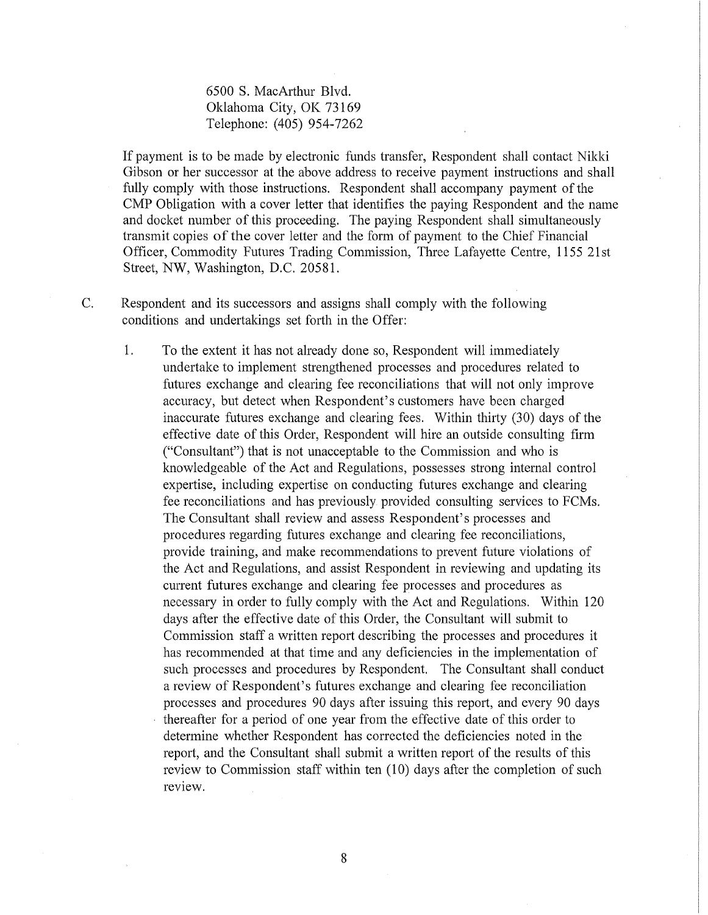6500 S. MacArthur Blvd.
Oklahoma City, OK 73169
Telephone: (405) 954-7262

If payment is to be made by electronic funds transfer, Respondent shall contact Nikki Gibson or her successor at the above address to receive payment instructions and shall fully comply with those instructions. Respondent shall accompany payment of the CMP Obligation with a cover letter that identifies the paying Respondent and the name and docket number of this proceeding. The paying Respondent shall simultaneously transmit copies of the cover letter and the form of payment to the Chief Financial Officer, Commodity Futures Trading Commission, Three Lafayette Centre, 1155 21st Street, NW, Washington, D.C. 20581.

C. Respondent and its successors and assigns shall comply with the following conditions and undertakings set forth in the Offer:

1. To the extent it has not already done so, Respondent will immediately undertake to implement strengthened processes and procedures related to futures exchange and clearing fee reconciliations that will not only improve accuracy, but detect when Respondent's customers have been charged inaccurate futures exchange and clearing fees. Within thirty (30) days of the effective date of this Order, Respondent will hire an outside consulting firm ("Consultant") that is not unacceptable to the Commission and who is knowledgeable of the Act and Regulations, possesses strong internal control expertise, including expertise on conducting futures exchange and clearing fee reconciliations and has previously provided consulting services to FCMs. The Consultant shall review and assess Respondent's processes and procedures regarding futures exchange and clearing fee reconciliations, provide training, and make recommendations to prevent future violations of the Act and Regulations, and assist Respondent in reviewing and updating its current futures exchange and clearing fee processes and procedures as necessary in order to fully comply with the Act and Regulations. Within 120 days after the effective date of this Order, the Consultant will submit to Commission staff a written report describing the processes and procedures it has recommended at that time and any deficiencies in the implementation of such processes and procedures by Respondent. The Consultant shall conduct a review of Respondent's futures exchange and clearing fee reconciliation processes and procedures 90 days after issuing this report, and every 90 days thereafter for a period of one year from the effective date of this order to determine whether Respondent has corrected the deficiencies noted in the report, and the Consultant shall submit a written report of the results of this review to Commission staff within ten (10) days after the completion of such review.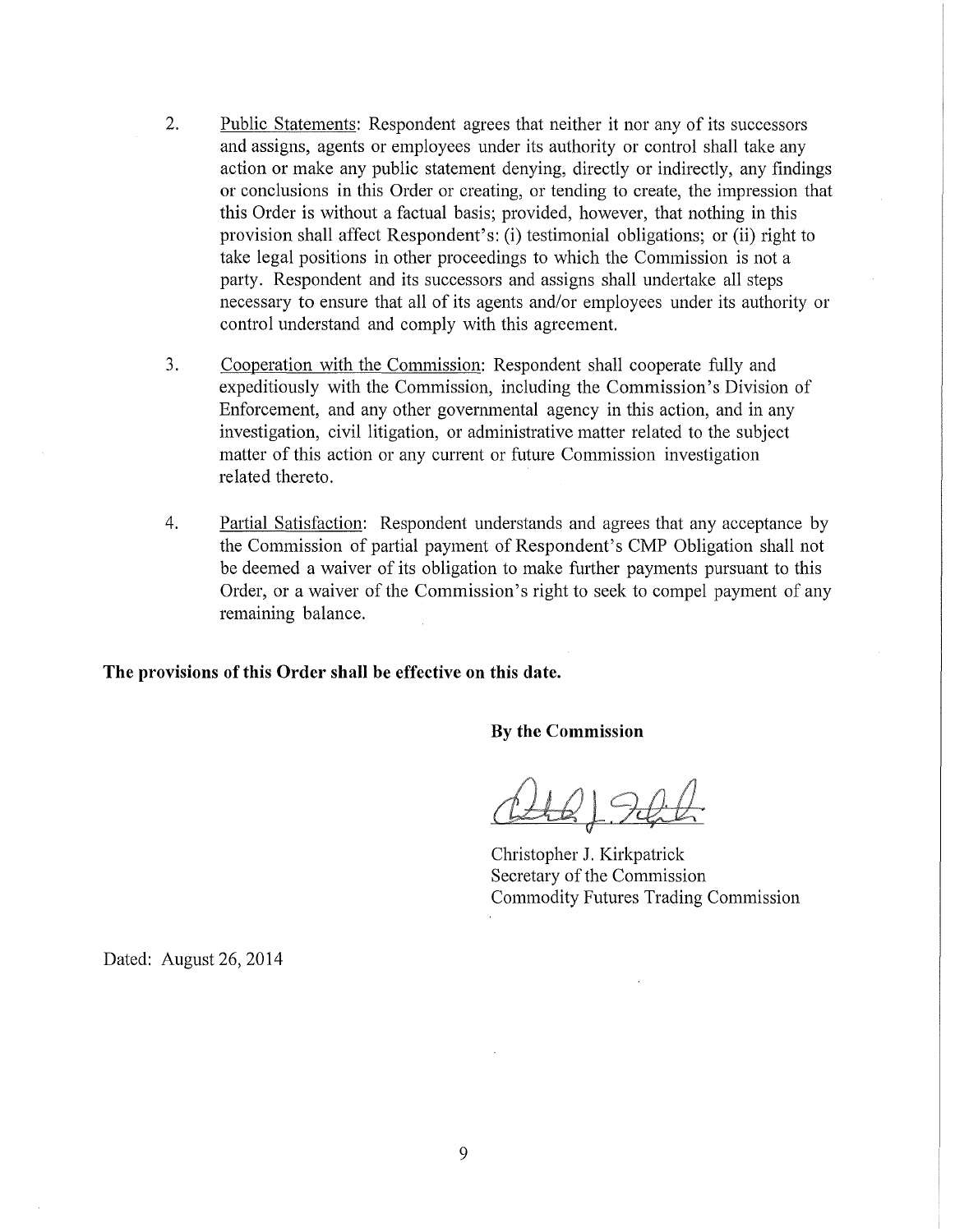2. Public Statements: Respondent agrees that neither it nor any of its successors and assigns, agents or employees under its authority or control shall take any action or make any public statement denying, directly or indirectly, any findings or conclusions in this Order or creating, or tending to create, the impression that this Order is without a factual basis; provided, however, that nothing in this provision shall affect Respondent's: (i) testimonial obligations; or (ii) right to take legal positions in other proceedings to which the Commission is not a party. Respondent and its successors and assigns shall undertake all steps necessary to ensure that all of its agents and/or employees under its authority or control understand and comply with this agreement.

3. Cooperation with the Commission: Respondent shall cooperate fully and expeditiously with the Commission, including the Commission's Division of Enforcement, and any other governmental agency in this action, and in any investigation, civil litigation, or administrative matter related to the subject matter of this action or any current or future Commission investigation related thereto.

4. Partial Satisfaction: Respondent understands and agrees that any acceptance by the Commission of partial payment of Respondent's CMP Obligation shall not be deemed a waiver of its obligation to make further payments pursuant to this Order, or a waiver of the Commission's right to seek to compel payment of any remaining balance.

**The provisions of this Order shall be effective on this date.**

**By the Commission**

Christopher J. Kirkpatrick
Secretary of the Commission
Commodity Futures Trading Commission

Dated: August 26, 2014